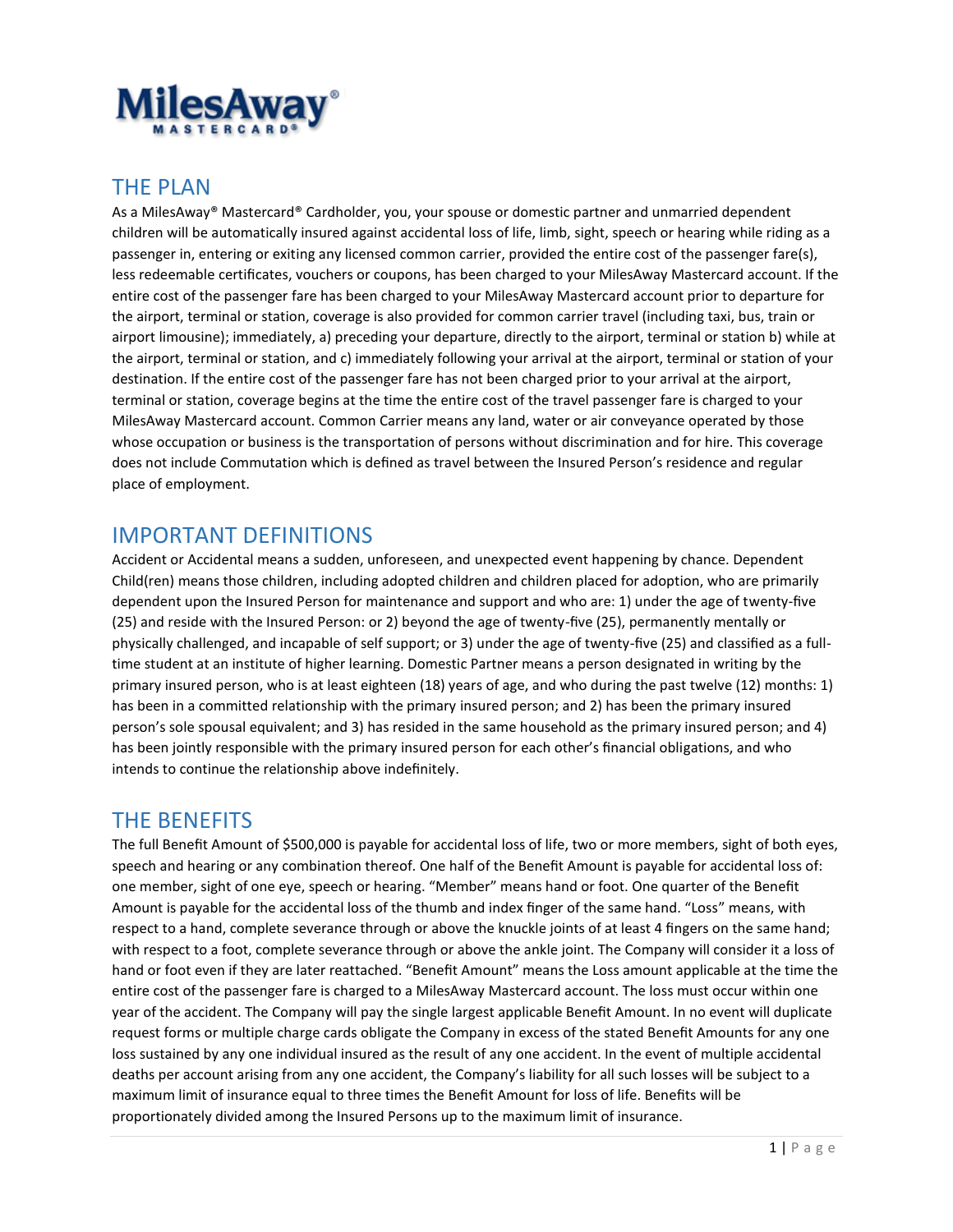# MilesAway® MASTERCARD®

## THE PLAN

As a MilesAway® Mastercard® Cardholder, you, your spouse or domestic partner and unmarried dependent children will be automatically insured against accidental loss of life, limb, sight, speech or hearing while riding as a passenger in, entering or exiting any licensed common carrier, provided the entire cost of the passenger fare(s), less redeemable certificates, vouchers or coupons, has been charged to your MilesAway Mastercard account. If the entire cost of the passenger fare has been charged to your MilesAway Mastercard account prior to departure for the airport, terminal or station, coverage is also provided for common carrier travel (including taxi, bus, train or airport limousine); immediately, a) preceding your departure, directly to the airport, terminal or station b) while at the airport, terminal or station, and c) immediately following your arrival at the airport, terminal or station of your destination. If the entire cost of the passenger fare has not been charged prior to your arrival at the airport, terminal or station, coverage begins at the time the entire cost of the travel passenger fare is charged to your MilesAway Mastercard account. Common Carrier means any land, water or air conveyance operated by those whose occupation or business is the transportation of persons without discrimination and for hire. This coverage does not include Commutation which is defined as travel between the Insured Person's residence and regular place of employment.

## IMPORTANT DEFINITIONS

Accident or Accidental means a sudden, unforeseen, and unexpected event happening by chance. Dependent Child(ren) means those children, including adopted children and children placed for adoption, who are primarily dependent upon the Insured Person for maintenance and support and who are: 1) under the age of twenty-five (25) and reside with the Insured Person: or 2) beyond the age of twenty-five (25), permanently mentally or physically challenged, and incapable of self support; or 3) under the age of twenty-five (25) and classified as a full-time student at an institute of higher learning. Domestic Partner means a person designated in writing by the primary insured person, who is at least eighteen (18) years of age, and who during the past twelve (12) months: 1) has been in a committed relationship with the primary insured person; and 2) has been the primary insured person's sole spousal equivalent; and 3) has resided in the same household as the primary insured person; and 4) has been jointly responsible with the primary insured person for each other's financial obligations, and who intends to continue the relationship above indefinitely.

## THE BENEFITS

The full Benefit Amount of $500,000 is payable for accidental loss of life, two or more members, sight of both eyes, speech and hearing or any combination thereof. One half of the Benefit Amount is payable for accidental loss of: one member, sight of one eye, speech or hearing. "Member" means hand or foot. One quarter of the Benefit Amount is payable for the accidental loss of the thumb and index finger of the same hand. "Loss" means, with respect to a hand, complete severance through or above the knuckle joints of at least 4 fingers on the same hand; with respect to a foot, complete severance through or above the ankle joint. The Company will consider it a loss of hand or foot even if they are later reattached. "Benefit Amount" means the Loss amount applicable at the time the entire cost of the passenger fare is charged to a MilesAway Mastercard account. The loss must occur within one year of the accident. The Company will pay the single largest applicable Benefit Amount. In no event will duplicate request forms or multiple charge cards obligate the Company in excess of the stated Benefit Amounts for any one loss sustained by any one individual insured as the result of any one accident. In the event of multiple accidental deaths per account arising from any one accident, the Company's liability for all such losses will be subject to a maximum limit of insurance equal to three times the Benefit Amount for loss of life. Benefits will be proportionately divided among the Insured Persons up to the maximum limit of insurance.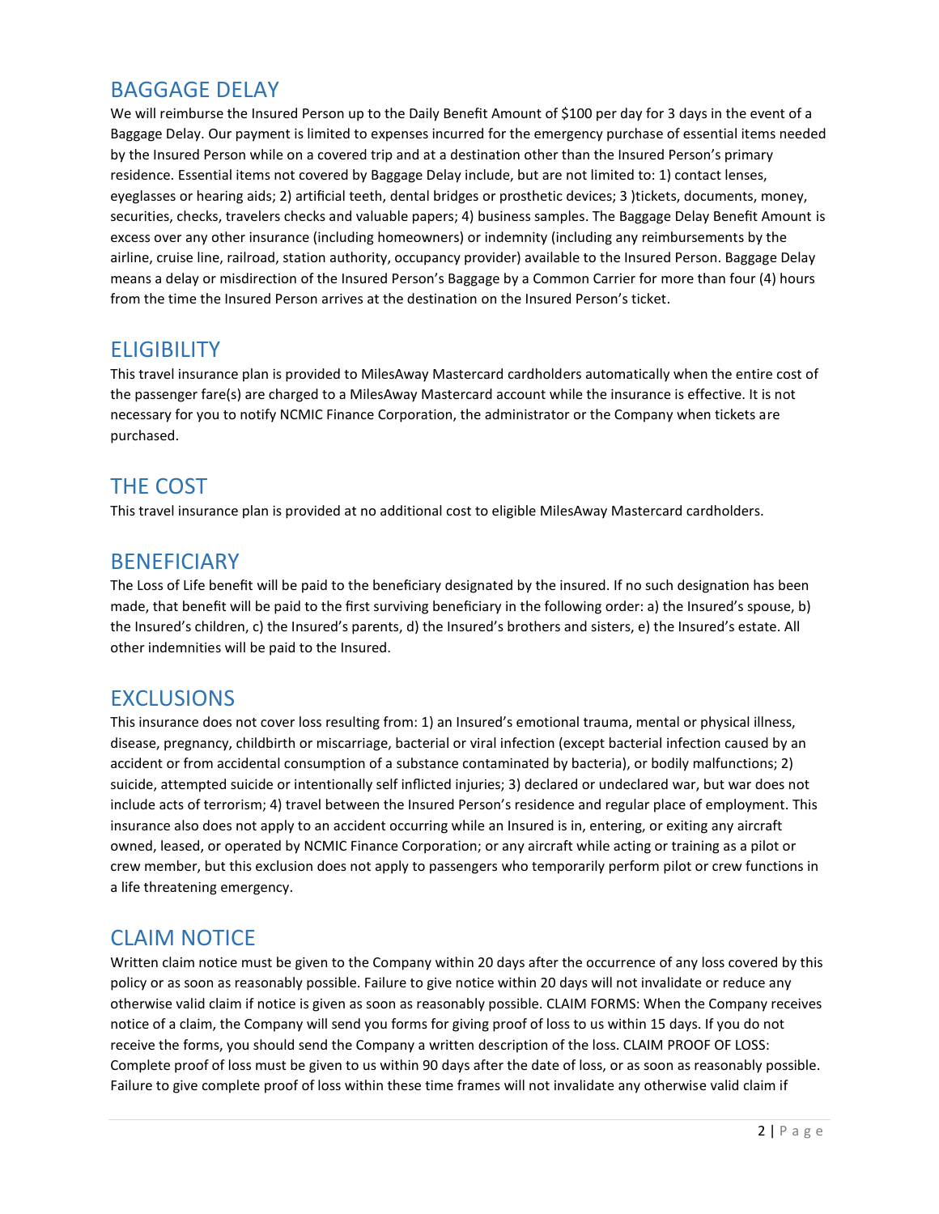## BAGGAGE DELAY

We will reimburse the Insured Person up to the Daily Benefit Amount of $100 per day for 3 days in the event of a Baggage Delay. Our payment is limited to expenses incurred for the emergency purchase of essential items needed by the Insured Person while on a covered trip and at a destination other than the Insured Person's primary residence. Essential items not covered by Baggage Delay include, but are not limited to: 1) contact lenses, eyeglasses or hearing aids; 2) artificial teeth, dental bridges or prosthetic devices; 3 )tickets, documents, money, securities, checks, travelers checks and valuable papers; 4) business samples. The Baggage Delay Benefit Amount is excess over any other insurance (including homeowners) or indemnity (including any reimbursements by the airline, cruise line, railroad, station authority, occupancy provider) available to the Insured Person. Baggage Delay means a delay or misdirection of the Insured Person's Baggage by a Common Carrier for more than four (4) hours from the time the Insured Person arrives at the destination on the Insured Person's ticket.

## ELIGIBILITY

This travel insurance plan is provided to MilesAway Mastercard cardholders automatically when the entire cost of the passenger fare(s) are charged to a MilesAway Mastercard account while the insurance is effective. It is not necessary for you to notify NCMIC Finance Corporation, the administrator or the Company when tickets are purchased.

## THE COST

This travel insurance plan is provided at no additional cost to eligible MilesAway Mastercard cardholders.

## BENEFICIARY

The Loss of Life benefit will be paid to the beneficiary designated by the insured. If no such designation has been made, that benefit will be paid to the first surviving beneficiary in the following order: a) the Insured's spouse, b) the Insured's children, c) the Insured's parents, d) the Insured's brothers and sisters, e) the Insured's estate. All other indemnities will be paid to the Insured.

## EXCLUSIONS

This insurance does not cover loss resulting from: 1) an Insured's emotional trauma, mental or physical illness, disease, pregnancy, childbirth or miscarriage, bacterial or viral infection (except bacterial infection caused by an accident or from accidental consumption of a substance contaminated by bacteria), or bodily malfunctions; 2) suicide, attempted suicide or intentionally self inflicted injuries; 3) declared or undeclared war, but war does not include acts of terrorism; 4) travel between the Insured Person's residence and regular place of employment. This insurance also does not apply to an accident occurring while an Insured is in, entering, or exiting any aircraft owned, leased, or operated by NCMIC Finance Corporation; or any aircraft while acting or training as a pilot or crew member, but this exclusion does not apply to passengers who temporarily perform pilot or crew functions in a life threatening emergency.

## CLAIM NOTICE

Written claim notice must be given to the Company within 20 days after the occurrence of any loss covered by this policy or as soon as reasonably possible. Failure to give notice within 20 days will not invalidate or reduce any otherwise valid claim if notice is given as soon as reasonably possible. CLAIM FORMS: When the Company receives notice of a claim, the Company will send you forms for giving proof of loss to us within 15 days. If you do not receive the forms, you should send the Company a written description of the loss. CLAIM PROOF OF LOSS: Complete proof of loss must be given to us within 90 days after the date of loss, or as soon as reasonably possible. Failure to give complete proof of loss within these time frames will not invalidate any otherwise valid claim if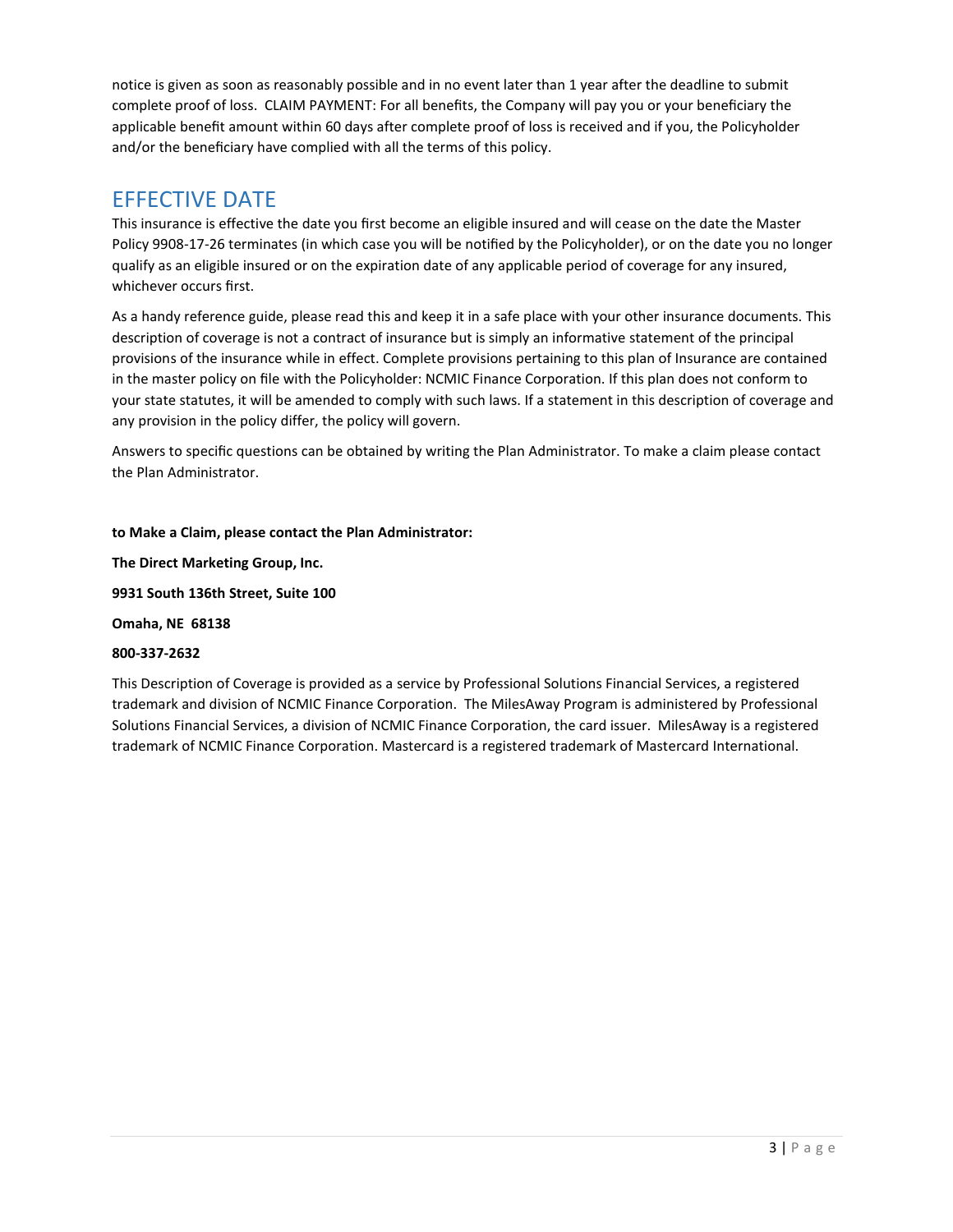notice is given as soon as reasonably possible and in no event later than 1 year after the deadline to submit complete proof of loss. CLAIM PAYMENT: For all benefits, the Company will pay you or your beneficiary the applicable benefit amount within 60 days after complete proof of loss is received and if you, the Policyholder and/or the beneficiary have complied with all the terms of this policy.

## EFFECTIVE DATE

This insurance is effective the date you first become an eligible insured and will cease on the date the Master Policy 9908-17-26 terminates (in which case you will be notified by the Policyholder), or on the date you no longer qualify as an eligible insured or on the expiration date of any applicable period of coverage for any insured, whichever occurs first.

As a handy reference guide, please read this and keep it in a safe place with your other insurance documents. This description of coverage is not a contract of insurance but is simply an informative statement of the principal provisions of the insurance while in effect. Complete provisions pertaining to this plan of Insurance are contained in the master policy on file with the Policyholder: NCMIC Finance Corporation. If this plan does not conform to your state statutes, it will be amended to comply with such laws. If a statement in this description of coverage and any provision in the policy differ, the policy will govern.

Answers to specific questions can be obtained by writing the Plan Administrator. To make a claim please contact the Plan Administrator.

**to Make a Claim, please contact the Plan Administrator:**

**The Direct Marketing Group, Inc.**

**9931 South 136th Street, Suite 100**

**Omaha, NE 68138**

**800-337-2632**

This Description of Coverage is provided as a service by Professional Solutions Financial Services, a registered trademark and division of NCMIC Finance Corporation. The MilesAway Program is administered by Professional Solutions Financial Services, a division of NCMIC Finance Corporation, the card issuer. MilesAway is a registered trademark of NCMIC Finance Corporation. Mastercard is a registered trademark of Mastercard International.